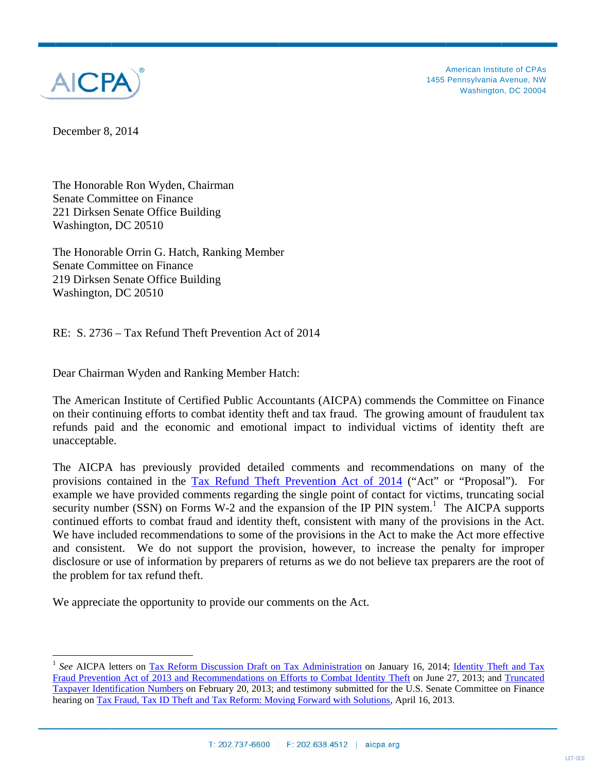AICPA®

American Institute of CPAs
1455 Pennsylvania Avenue, NW
Washington, DC 20004

December 8, 2014

The Honorable Ron Wyden, Chairman
Senate Committee on Finance
221 Dirksen Senate Office Building
Washington, DC 20510

The Honorable Orrin G. Hatch, Ranking Member
Senate Committee on Finance
219 Dirksen Senate Office Building
Washington, DC 20510

RE: S. 2736 – Tax Refund Theft Prevention Act of 2014

Dear Chairman Wyden and Ranking Member Hatch:

The American Institute of Certified Public Accountants (AICPA) commends the Committee on Finance on their continuing efforts to combat identity theft and tax fraud. The growing amount of fraudulent tax refunds paid and the economic and emotional impact to individual victims of identity theft are unacceptable.

The AICPA has previously provided detailed comments and recommendations on many of the provisions contained in the Tax Refund Theft Prevention Act of 2014 ("Act" or "Proposal"). For example we have provided comments regarding the single point of contact for victims, truncating social security number (SSN) on Forms W-2 and the expansion of the IP PIN system.[1] The AICPA supports continued efforts to combat fraud and identity theft, consistent with many of the provisions in the Act. We have included recommendations to some of the provisions in the Act to make the Act more effective and consistent. We do not support the provision, however, to increase the penalty for improper disclosure or use of information by preparers of returns as we do not believe tax preparers are the root of the problem for tax refund theft.

We appreciate the opportunity to provide our comments on the Act.

---

[1] *See* AICPA letters on Tax Reform Discussion Draft on Tax Administration on January 16, 2014; Identity Theft and Tax Fraud Prevention Act of 2013 and Recommendations on Efforts to Combat Identity Theft on June 27, 2013; and Truncated Taxpayer Identification Numbers on February 20, 2013; and testimony submitted for the U.S. Senate Committee on Finance hearing on Tax Fraud, Tax ID Theft and Tax Reform: Moving Forward with Solutions, April 16, 2013.

T: 202.737-6600 | F: 202.638.4512 | aicpa.org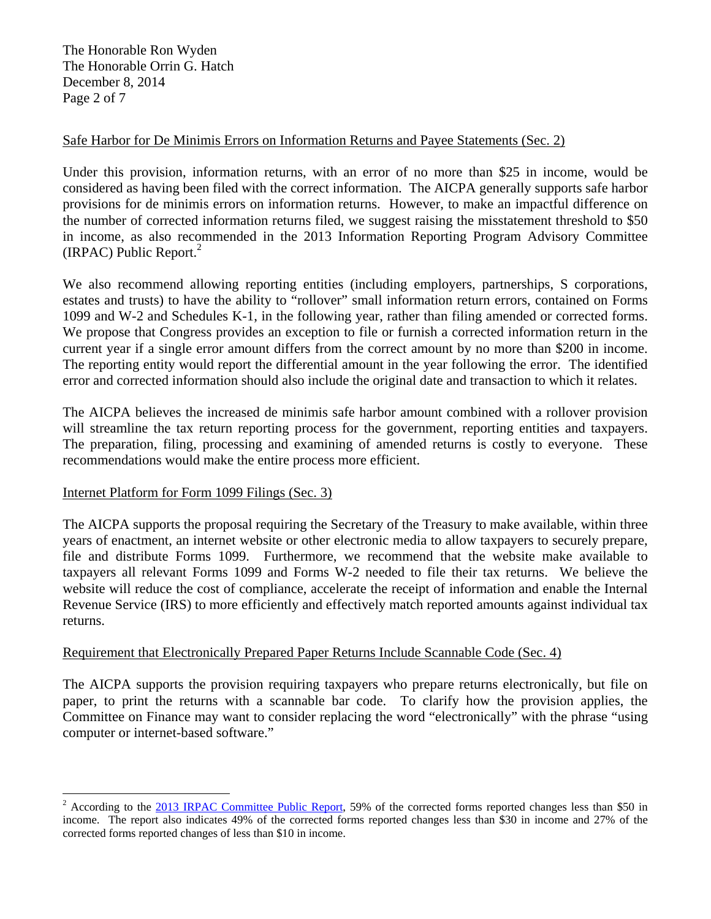Safe Harbor for De Minimis Errors on Information Returns and Payee Statements (Sec. 2)

Under this provision, information returns, with an error of no more than $25 in income, would be considered as having been filed with the correct information. The AICPA generally supports safe harbor provisions for de minimis errors on information returns. However, to make an impactful difference on the number of corrected information returns filed, we suggest raising the misstatement threshold to $50 in income, as also recommended in the 2013 Information Reporting Program Advisory Committee (IRPAC) Public Report.[2]

We also recommend allowing reporting entities (including employers, partnerships, S corporations, estates and trusts) to have the ability to "rollover" small information return errors, contained on Forms 1099 and W-2 and Schedules K-1, in the following year, rather than filing amended or corrected forms. We propose that Congress provides an exception to file or furnish a corrected information return in the current year if a single error amount differs from the correct amount by no more than $200 in income. The reporting entity would report the differential amount in the year following the error. The identified error and corrected information should also include the original date and transaction to which it relates.

The AICPA believes the increased de minimis safe harbor amount combined with a rollover provision will streamline the tax return reporting process for the government, reporting entities and taxpayers. The preparation, filing, processing and examining of amended returns is costly to everyone. These recommendations would make the entire process more efficient.

Internet Platform for Form 1099 Filings (Sec. 3)

The AICPA supports the proposal requiring the Secretary of the Treasury to make available, within three years of enactment, an internet website or other electronic media to allow taxpayers to securely prepare, file and distribute Forms 1099. Furthermore, we recommend that the website make available to taxpayers all relevant Forms 1099 and Forms W-2 needed to file their tax returns. We believe the website will reduce the cost of compliance, accelerate the receipt of information and enable the Internal Revenue Service (IRS) to more efficiently and effectively match reported amounts against individual tax returns.

Requirement that Electronically Prepared Paper Returns Include Scannable Code (Sec. 4)

The AICPA supports the provision requiring taxpayers who prepare returns electronically, but file on paper, to print the returns with a scannable bar code. To clarify how the provision applies, the Committee on Finance may want to consider replacing the word "electronically" with the phrase "using computer or internet-based software."

---

[2] According to the 2013 IRPAC Committee Public Report, 59% of the corrected forms reported changes less than $50 in income. The report also indicates 49% of the corrected forms reported changes less than $30 in income and 27% of the corrected forms reported changes of less than $10 in income.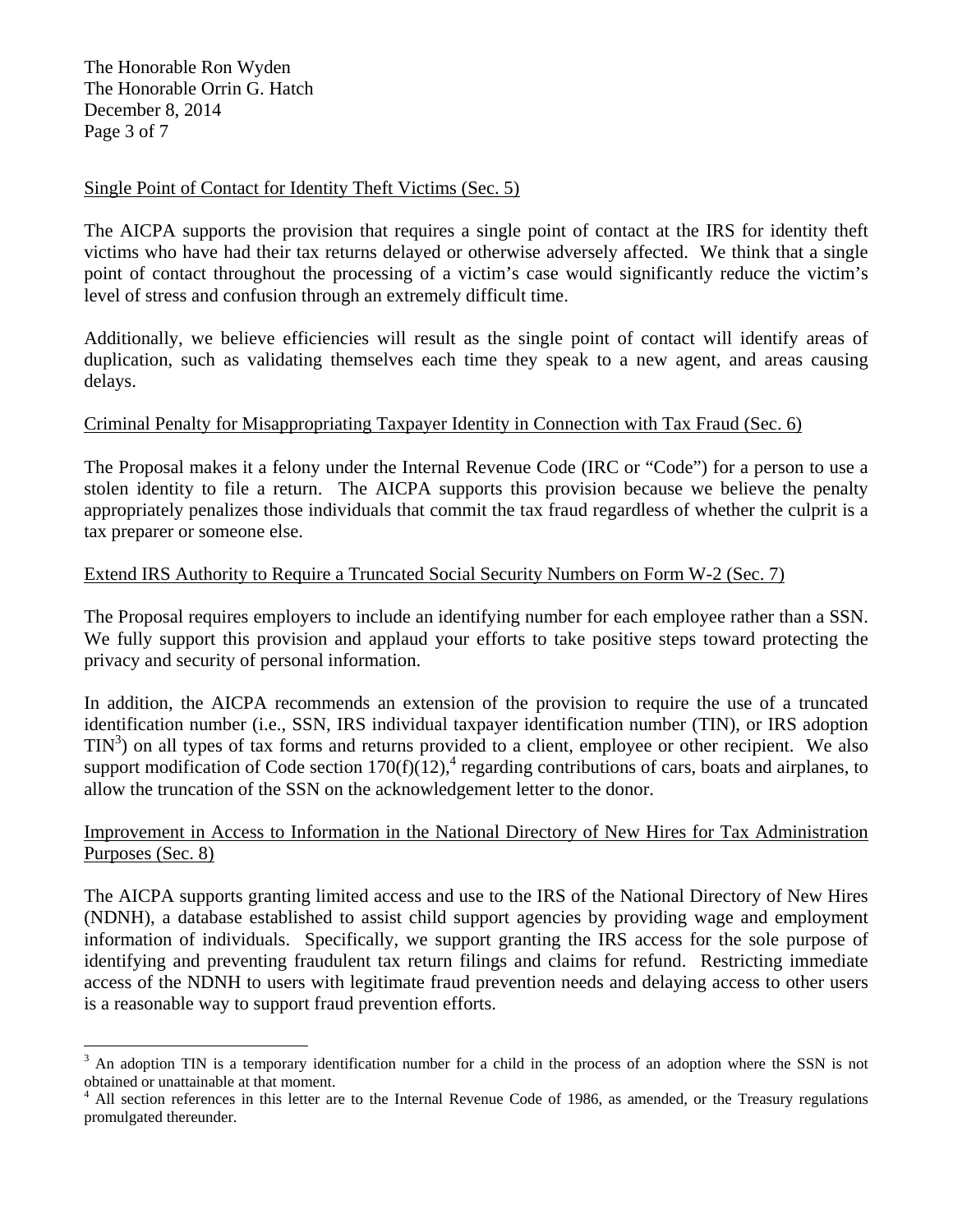Single Point of Contact for Identity Theft Victims (Sec. 5)

The AICPA supports the provision that requires a single point of contact at the IRS for identity theft victims who have had their tax returns delayed or otherwise adversely affected. We think that a single point of contact throughout the processing of a victim's case would significantly reduce the victim's level of stress and confusion through an extremely difficult time.

Additionally, we believe efficiencies will result as the single point of contact will identify areas of duplication, such as validating themselves each time they speak to a new agent, and areas causing delays.

Criminal Penalty for Misappropriating Taxpayer Identity in Connection with Tax Fraud (Sec. 6)

The Proposal makes it a felony under the Internal Revenue Code (IRC or "Code") for a person to use a stolen identity to file a return. The AICPA supports this provision because we believe the penalty appropriately penalizes those individuals that commit the tax fraud regardless of whether the culprit is a tax preparer or someone else.

Extend IRS Authority to Require a Truncated Social Security Numbers on Form W-2 (Sec. 7)

The Proposal requires employers to include an identifying number for each employee rather than a SSN. We fully support this provision and applaud your efforts to take positive steps toward protecting the privacy and security of personal information.

In addition, the AICPA recommends an extension of the provision to require the use of a truncated identification number (i.e., SSN, IRS individual taxpayer identification number (TIN), or IRS adoption TIN[3]) on all types of tax forms and returns provided to a client, employee or other recipient. We also support modification of Code section 170(f)(12),[4] regarding contributions of cars, boats and airplanes, to allow the truncation of the SSN on the acknowledgement letter to the donor.

Improvement in Access to Information in the National Directory of New Hires for Tax Administration Purposes (Sec. 8)

The AICPA supports granting limited access and use to the IRS of the National Directory of New Hires (NDNH), a database established to assist child support agencies by providing wage and employment information of individuals. Specifically, we support granting the IRS access for the sole purpose of identifying and preventing fraudulent tax return filings and claims for refund. Restricting immediate access of the NDNH to users with legitimate fraud prevention needs and delaying access to other users is a reasonable way to support fraud prevention efforts.

---

[3] An adoption TIN is a temporary identification number for a child in the process of an adoption where the SSN is not obtained or unattainable at that moment.

[4] All section references in this letter are to the Internal Revenue Code of 1986, as amended, or the Treasury regulations promulgated thereunder.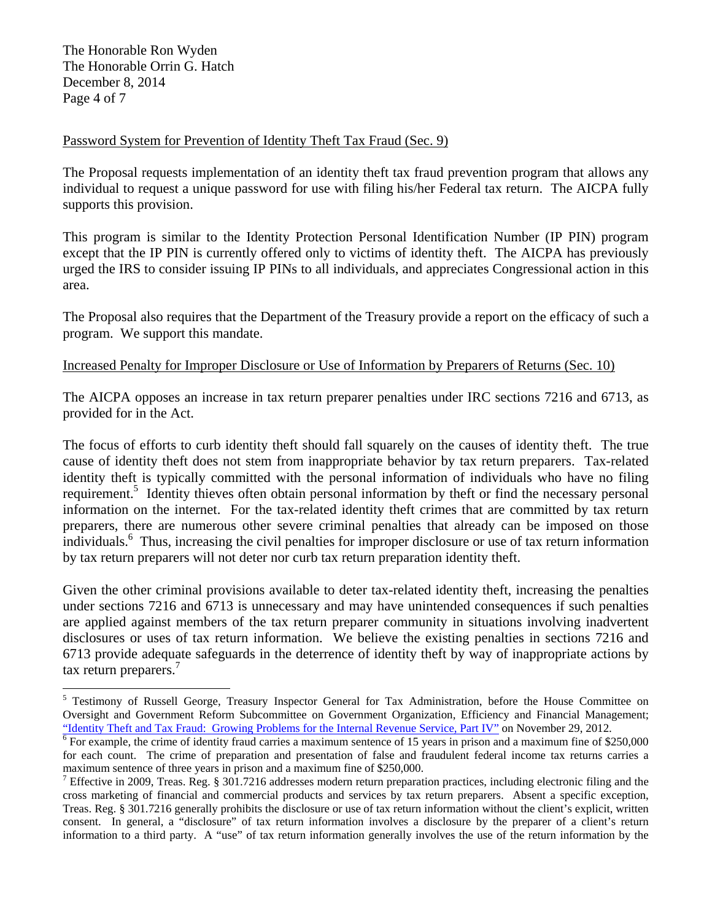The Honorable Ron Wyden
The Honorable Orrin G. Hatch
December 8, 2014

Password System for Prevention of Identity Theft Tax Fraud (Sec. 9)

The Proposal requests implementation of an identity theft tax fraud prevention program that allows any individual to request a unique password for use with filing his/her Federal tax return. The AICPA fully supports this provision.

This program is similar to the Identity Protection Personal Identification Number (IP PIN) program except that the IP PIN is currently offered only to victims of identity theft. The AICPA has previously urged the IRS to consider issuing IP PINs to all individuals, and appreciates Congressional action in this area.

The Proposal also requires that the Department of the Treasury provide a report on the efficacy of such a program. We support this mandate.

Increased Penalty for Improper Disclosure or Use of Information by Preparers of Returns (Sec. 10)

The AICPA opposes an increase in tax return preparer penalties under IRC sections 7216 and 6713, as provided for in the Act.

The focus of efforts to curb identity theft should fall squarely on the causes of identity theft. The true cause of identity theft does not stem from inappropriate behavior by tax return preparers. Tax-related identity theft is typically committed with the personal information of individuals who have no filing requirement.[5] Identity thieves often obtain personal information by theft or find the necessary personal information on the internet. For the tax-related identity theft crimes that are committed by tax return preparers, there are numerous other severe criminal penalties that already can be imposed on those individuals.[6] Thus, increasing the civil penalties for improper disclosure or use of tax return information by tax return preparers will not deter nor curb tax return preparation identity theft.

Given the other criminal provisions available to deter tax-related identity theft, increasing the penalties under sections 7216 and 6713 is unnecessary and may have unintended consequences if such penalties are applied against members of the tax return preparer community in situations involving inadvertent disclosures or uses of tax return information. We believe the existing penalties in sections 7216 and 6713 provide adequate safeguards in the deterrence of identity theft by way of inappropriate actions by tax return preparers.[7]

---

[5] Testimony of Russell George, Treasury Inspector General for Tax Administration, before the House Committee on Oversight and Government Reform Subcommittee on Government Organization, Efficiency and Financial Management; "Identity Theft and Tax Fraud: Growing Problems for the Internal Revenue Service, Part IV" on November 29, 2012.

[6] For example, the crime of identity fraud carries a maximum sentence of 15 years in prison and a maximum fine of $250,000 for each count. The crime of preparation and presentation of false and fraudulent federal income tax returns carries a maximum sentence of three years in prison and a maximum fine of $250,000.

[7] Effective in 2009, Treas. Reg. § 301.7216 addresses modern return preparation practices, including electronic filing and the cross marketing of financial and commercial products and services by tax return preparers. Absent a specific exception, Treas. Reg. § 301.7216 generally prohibits the disclosure or use of tax return information without the client's explicit, written consent. In general, a "disclosure" of tax return information involves a disclosure by the preparer of a client's return information to a third party. A "use" of tax return information generally involves the use of the return information by the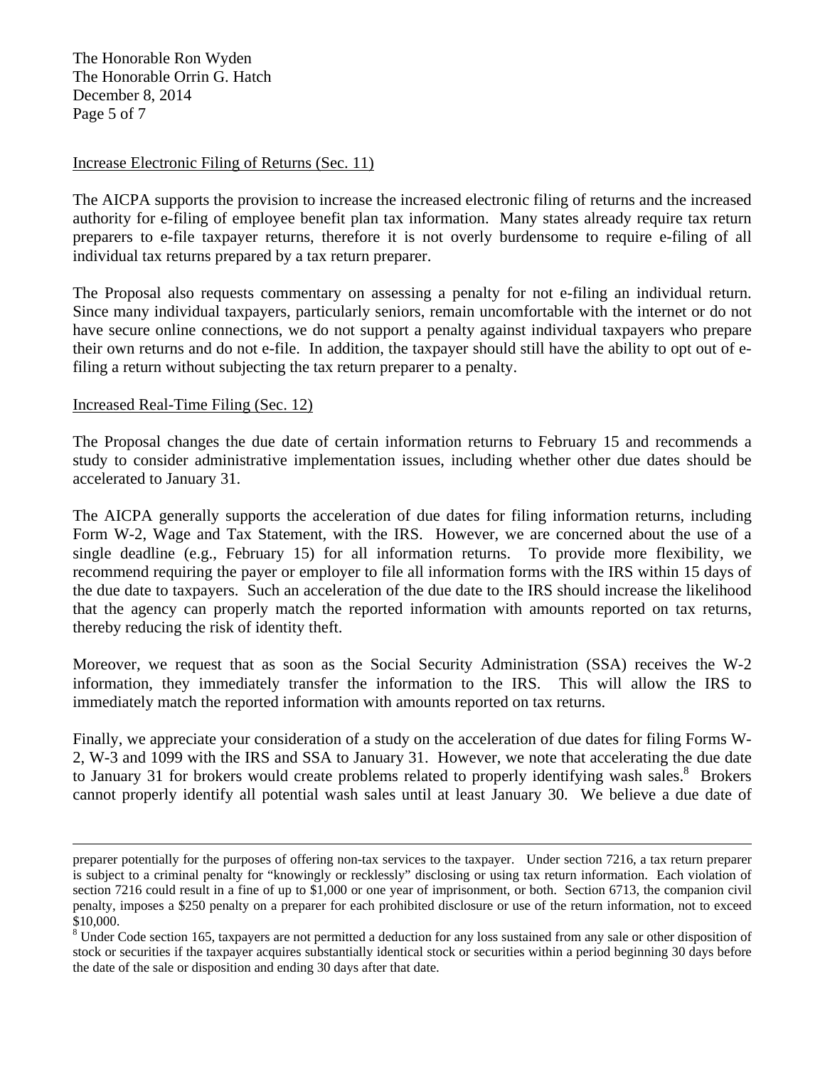Increase Electronic Filing of Returns (Sec. 11)

The AICPA supports the provision to increase the increased electronic filing of returns and the increased authority for e-filing of employee benefit plan tax information. Many states already require tax return preparers to e-file taxpayer returns, therefore it is not overly burdensome to require e-filing of all individual tax returns prepared by a tax return preparer.

The Proposal also requests commentary on assessing a penalty for not e-filing an individual return. Since many individual taxpayers, particularly seniors, remain uncomfortable with the internet or do not have secure online connections, we do not support a penalty against individual taxpayers who prepare their own returns and do not e-file. In addition, the taxpayer should still have the ability to opt out of e-filing a return without subjecting the tax return preparer to a penalty.

Increased Real-Time Filing (Sec. 12)

The Proposal changes the due date of certain information returns to February 15 and recommends a study to consider administrative implementation issues, including whether other due dates should be accelerated to January 31.

The AICPA generally supports the acceleration of due dates for filing information returns, including Form W-2, Wage and Tax Statement, with the IRS. However, we are concerned about the use of a single deadline (e.g., February 15) for all information returns. To provide more flexibility, we recommend requiring the payer or employer to file all information forms with the IRS within 15 days of the due date to taxpayers. Such an acceleration of the due date to the IRS should increase the likelihood that the agency can properly match the reported information with amounts reported on tax returns, thereby reducing the risk of identity theft.

Moreover, we request that as soon as the Social Security Administration (SSA) receives the W-2 information, they immediately transfer the information to the IRS. This will allow the IRS to immediately match the reported information with amounts reported on tax returns.

Finally, we appreciate your consideration of a study on the acceleration of due dates for filing Forms W-2, W-3 and 1099 with the IRS and SSA to January 31. However, we note that accelerating the due date to January 31 for brokers would create problems related to properly identifying wash sales.[8] Brokers cannot properly identify all potential wash sales until at least January 30. We believe a due date of

---

preparer potentially for the purposes of offering non-tax services to the taxpayer. Under section 7216, a tax return preparer is subject to a criminal penalty for "knowingly or recklessly" disclosing or using tax return information. Each violation of section 7216 could result in a fine of up to $1,000 or one year of imprisonment, or both. Section 6713, the companion civil penalty, imposes a $250 penalty on a preparer for each prohibited disclosure or use of the return information, not to exceed $10,000.

[8] Under Code section 165, taxpayers are not permitted a deduction for any loss sustained from any sale or other disposition of stock or securities if the taxpayer acquires substantially identical stock or securities within a period beginning 30 days before the date of the sale or disposition and ending 30 days after that date.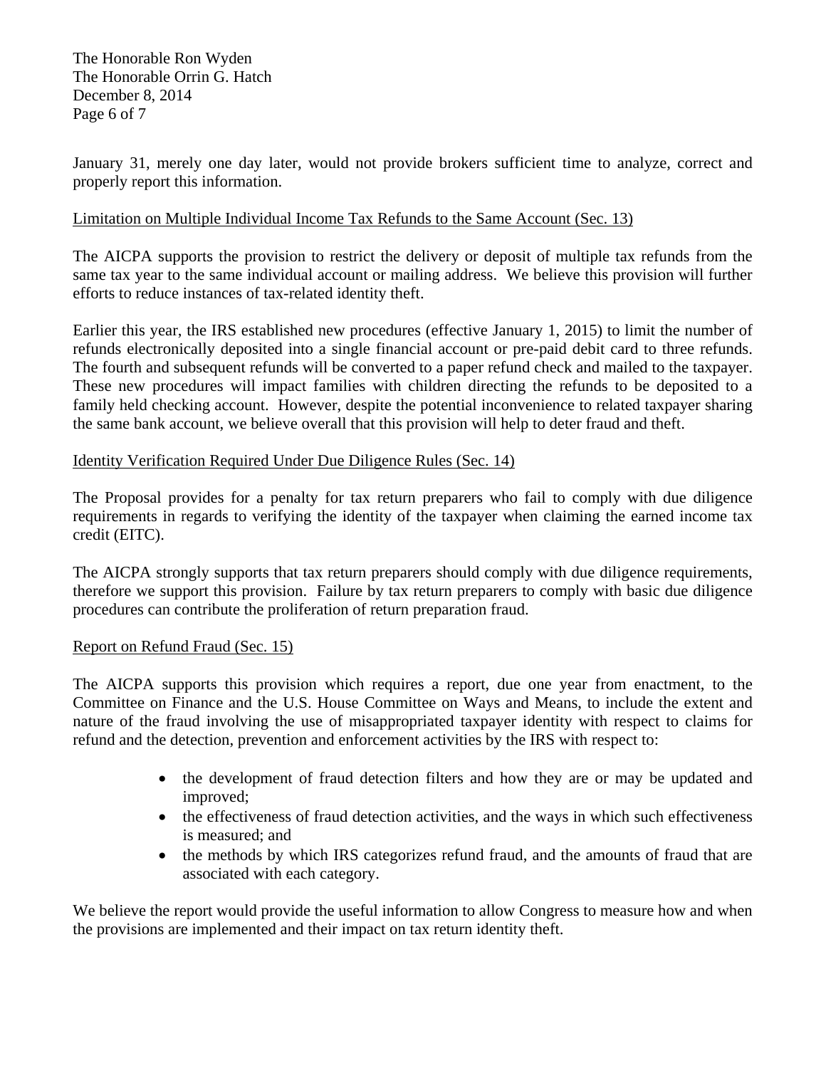January 31, merely one day later, would not provide brokers sufficient time to analyze, correct and properly report this information.

<u>Limitation on Multiple Individual Income Tax Refunds to the Same Account (Sec. 13)</u>

The AICPA supports the provision to restrict the delivery or deposit of multiple tax refunds from the same tax year to the same individual account or mailing address. We believe this provision will further efforts to reduce instances of tax-related identity theft.

Earlier this year, the IRS established new procedures (effective January 1, 2015) to limit the number of refunds electronically deposited into a single financial account or pre-paid debit card to three refunds. The fourth and subsequent refunds will be converted to a paper refund check and mailed to the taxpayer. These new procedures will impact families with children directing the refunds to be deposited to a family held checking account. However, despite the potential inconvenience to related taxpayer sharing the same bank account, we believe overall that this provision will help to deter fraud and theft.

<u>Identity Verification Required Under Due Diligence Rules (Sec. 14)</u>

The Proposal provides for a penalty for tax return preparers who fail to comply with due diligence requirements in regards to verifying the identity of the taxpayer when claiming the earned income tax credit (EITC).

The AICPA strongly supports that tax return preparers should comply with due diligence requirements, therefore we support this provision. Failure by tax return preparers to comply with basic due diligence procedures can contribute the proliferation of return preparation fraud.

<u>Report on Refund Fraud (Sec. 15)</u>

The AICPA supports this provision which requires a report, due one year from enactment, to the Committee on Finance and the U.S. House Committee on Ways and Means, to include the extent and nature of the fraud involving the use of misappropriated taxpayer identity with respect to claims for refund and the detection, prevention and enforcement activities by the IRS with respect to:

- the development of fraud detection filters and how they are or may be updated and improved;
- the effectiveness of fraud detection activities, and the ways in which such effectiveness is measured; and
- the methods by which IRS categorizes refund fraud, and the amounts of fraud that are associated with each category.

We believe the report would provide the useful information to allow Congress to measure how and when the provisions are implemented and their impact on tax return identity theft.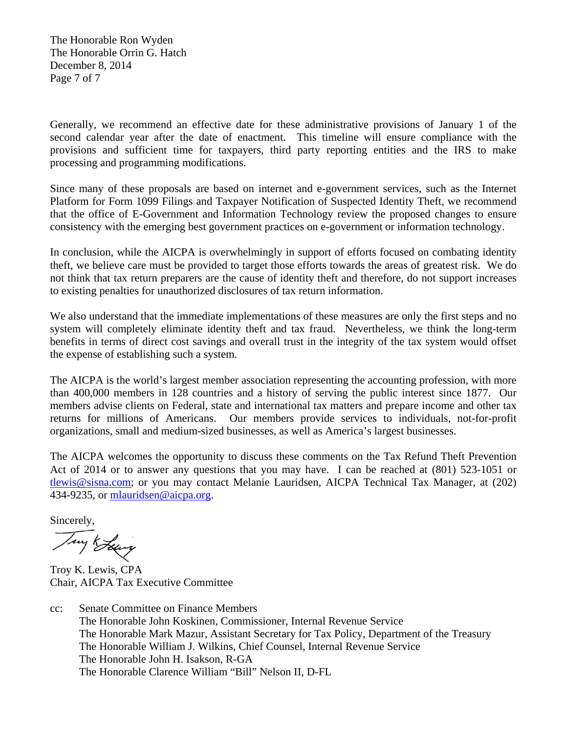Generally, we recommend an effective date for these administrative provisions of January 1 of the second calendar year after the date of enactment. This timeline will ensure compliance with the provisions and sufficient time for taxpayers, third party reporting entities and the IRS to make processing and programming modifications.

Since many of these proposals are based on internet and e-government services, such as the Internet Platform for Form 1099 Filings and Taxpayer Notification of Suspected Identity Theft, we recommend that the office of E-Government and Information Technology review the proposed changes to ensure consistency with the emerging best government practices on e-government or information technology.

In conclusion, while the AICPA is overwhelmingly in support of efforts focused on combating identity theft, we believe care must be provided to target those efforts towards the areas of greatest risk. We do not think that tax return preparers are the cause of identity theft and therefore, do not support increases to existing penalties for unauthorized disclosures of tax return information.

We also understand that the immediate implementations of these measures are only the first steps and no system will completely eliminate identity theft and tax fraud. Nevertheless, we think the long-term benefits in terms of direct cost savings and overall trust in the integrity of the tax system would offset the expense of establishing such a system.

The AICPA is the world's largest member association representing the accounting profession, with more than 400,000 members in 128 countries and a history of serving the public interest since 1877. Our members advise clients on Federal, state and international tax matters and prepare income and other tax returns for millions of Americans. Our members provide services to individuals, not-for-profit organizations, small and medium-sized businesses, as well as America's largest businesses.

The AICPA welcomes the opportunity to discuss these comments on the Tax Refund Theft Prevention Act of 2014 or to answer any questions that you may have. I can be reached at (801) 523-1051 or tlewis@sisna.com; or you may contact Melanie Lauridsen, AICPA Technical Tax Manager, at (202) 434-9235, or mlauridsen@aicpa.org.

Sincerely,

Troy K. Lewis, CPA
Chair, AICPA Tax Executive Committee

cc: Senate Committee on Finance Members
The Honorable John Koskinen, Commissioner, Internal Revenue Service
The Honorable Mark Mazur, Assistant Secretary for Tax Policy, Department of the Treasury
The Honorable William J. Wilkins, Chief Counsel, Internal Revenue Service
The Honorable John H. Isakson, R-GA
The Honorable Clarence William "Bill" Nelson II, D-FL